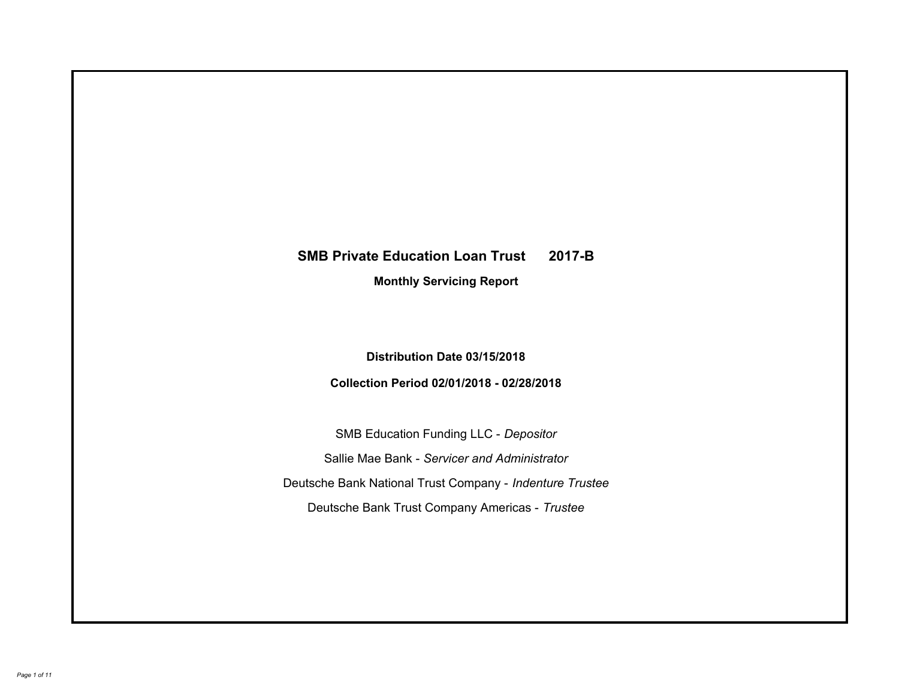# SMB Private Education Loan Trust 2017-B

## Monthly Servicing Report

**Distribution Date 03/15/2018**

**Collection Period 02/01/2018 - 02/28/2018**

SMB Education Funding LLC - *Depositor*

Sallie Mae Bank - *Servicer and Administrator*

Deutsche Bank National Trust Company - *Indenture Trustee*

Deutsche Bank Trust Company Americas - *Trustee*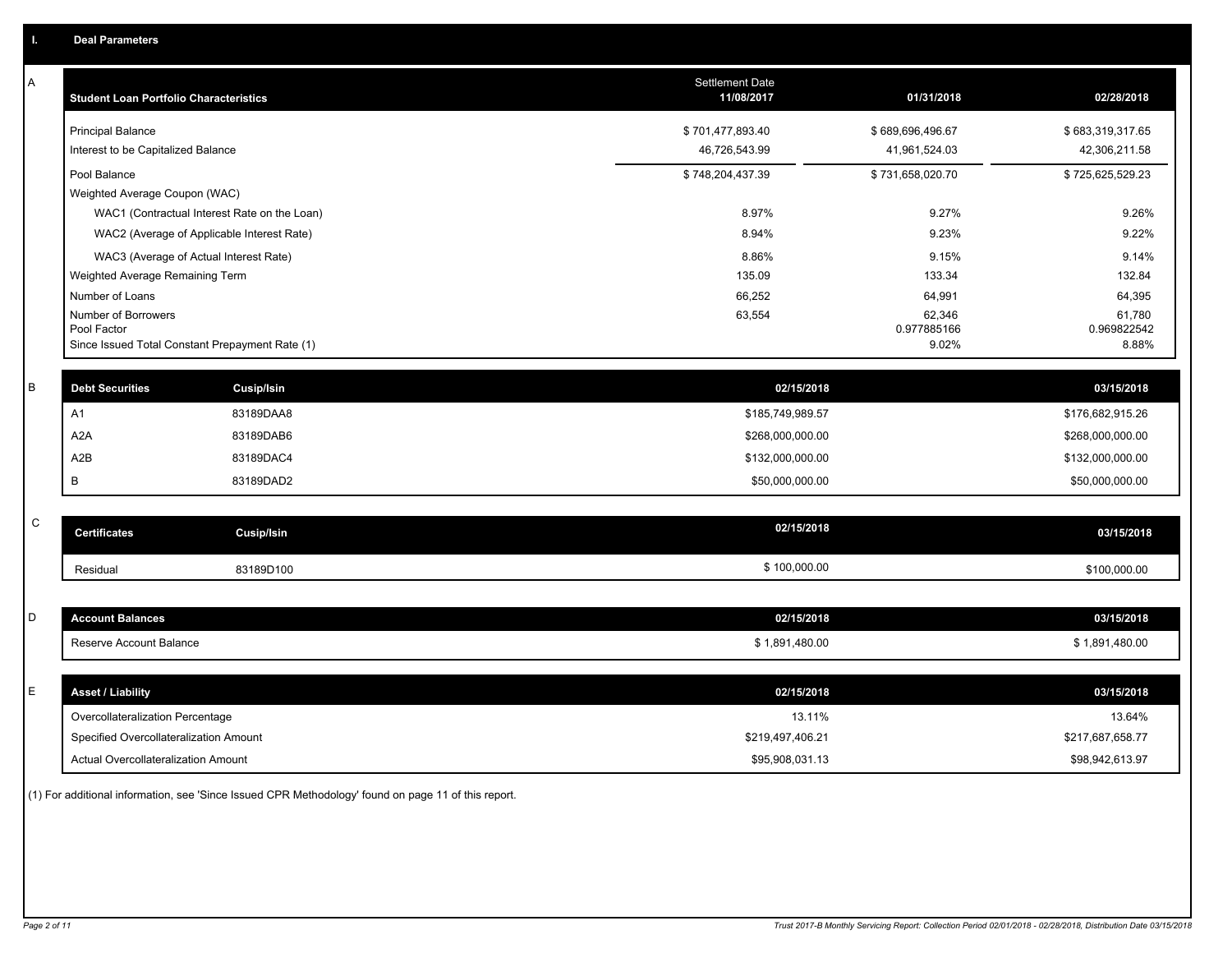## I. Deal Parameters

### A

| Student Loan Portfolio Characteristics | Settlement Date 11/08/2017 | 01/31/2018 | 02/28/2018 |
|---|---|---|---|
| Principal Balance | $ 701,477,893.40 | $ 689,696,496.67 | $ 683,319,317.65 |
| Interest to be Capitalized Balance | 46,726,543.99 | 41,961,524.03 | 42,306,211.58 |
| Pool Balance | $ 748,204,437.39 | $ 731,658,020.70 | $ 725,625,529.23 |
| Weighted Average Coupon (WAC) | | | |
| WAC1 (Contractual Interest Rate on the Loan) | 8.97% | 9.27% | 9.26% |
| WAC2 (Average of Applicable Interest Rate) | 8.94% | 9.23% | 9.22% |
| WAC3 (Average of Actual Interest Rate) | 8.86% | 9.15% | 9.14% |
| Weighted Average Remaining Term | 135.09 | 133.34 | 132.84 |
| Number of Loans | 66,252 | 64,991 | 64,395 |
| Number of Borrowers | 63,554 | 62,346 | 61,780 |
| Pool Factor | | 0.977885166 | 0.969822542 |
| Since Issued Total Constant Prepayment Rate (1) | | 9.02% | 8.88% |

### B

| Debt Securities | Cusip/Isin | 02/15/2018 | 03/15/2018 |
|---|---|---|---|
| A1 | 83189DAA8 | $185,749,989.57 | $176,682,915.26 |
| A2A | 83189DAB6 | $268,000,000.00 | $268,000,000.00 |
| A2B | 83189DAC4 | $132,000,000.00 | $132,000,000.00 |
| B | 83189DAD2 | $50,000,000.00 | $50,000,000.00 |

### C

| Certificates | Cusip/Isin | 02/15/2018 | 03/15/2018 |
|---|---|---|---|
| Residual | 83189D100 | $ 100,000.00 | $100,000.00 |

### D

| Account Balances | 02/15/2018 | 03/15/2018 |
|---|---|---|
| Reserve Account Balance | $ 1,891,480.00 | $ 1,891,480.00 |

### E

| Asset / Liability | 02/15/2018 | 03/15/2018 |
|---|---|---|
| Overcollateralization Percentage | 13.11% | 13.64% |
| Specified Overcollateralization Amount | $219,497,406.21 | $217,687,658.77 |
| Actual Overcollateralization Amount | $95,908,031.13 | $98,942,613.97 |

(1) For additional information, see 'Since Issued CPR Methodology' found on page 11 of this report.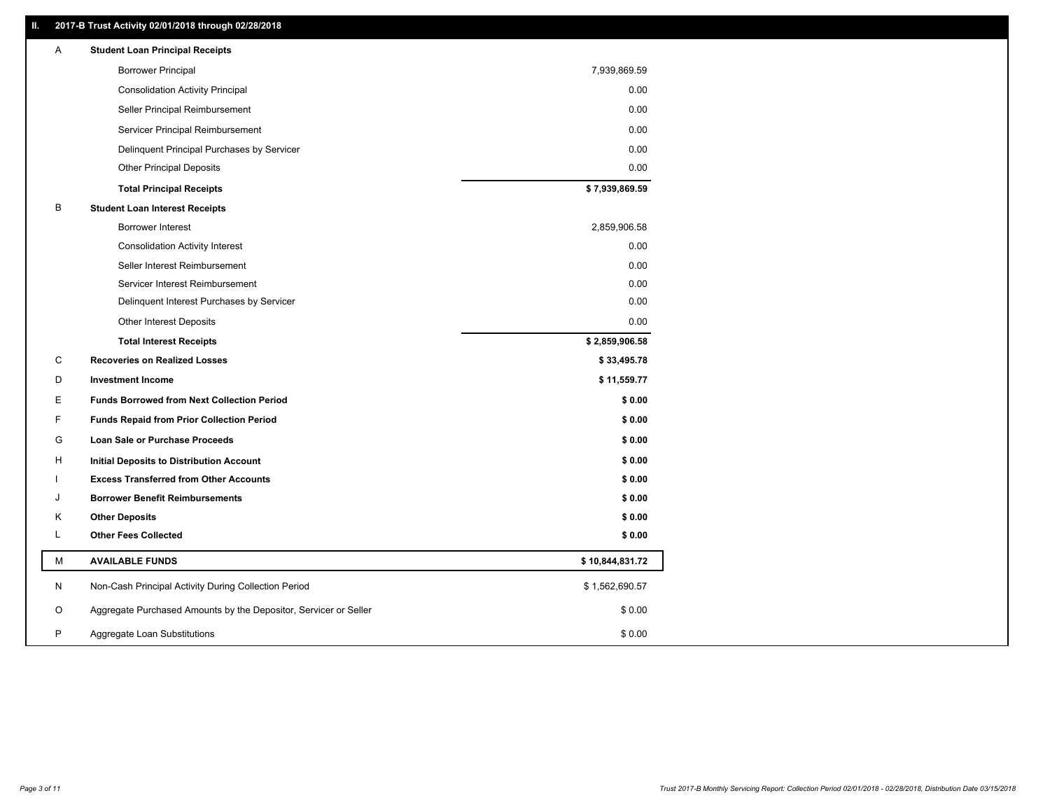## II. 2017-B Trust Activity 02/01/2018 through 02/28/2018

| | | |
|---|---|---|
| A | **Student Loan Principal Receipts** | |
| | Borrower Principal | 7,939,869.59 |
| | Consolidation Activity Principal | 0.00 |
| | Seller Principal Reimbursement | 0.00 |
| | Servicer Principal Reimbursement | 0.00 |
| | Delinquent Principal Purchases by Servicer | 0.00 |
| | Other Principal Deposits | 0.00 |
| | **Total Principal Receipts** | **$ 7,939,869.59** |
| B | **Student Loan Interest Receipts** | |
| | Borrower Interest | 2,859,906.58 |
| | Consolidation Activity Interest | 0.00 |
| | Seller Interest Reimbursement | 0.00 |
| | Servicer Interest Reimbursement | 0.00 |
| | Delinquent Interest Purchases by Servicer | 0.00 |
| | Other Interest Deposits | 0.00 |
| | **Total Interest Receipts** | **$ 2,859,906.58** |
| C | **Recoveries on Realized Losses** | **$ 33,495.78** |
| D | **Investment Income** | **$ 11,559.77** |
| E | **Funds Borrowed from Next Collection Period** | **$ 0.00** |
| F | **Funds Repaid from Prior Collection Period** | **$ 0.00** |
| G | **Loan Sale or Purchase Proceeds** | **$ 0.00** |
| H | **Initial Deposits to Distribution Account** | **$ 0.00** |
| I | **Excess Transferred from Other Accounts** | **$ 0.00** |
| J | **Borrower Benefit Reimbursements** | **$ 0.00** |
| K | **Other Deposits** | **$ 0.00** |
| L | **Other Fees Collected** | **$ 0.00** |
| M | **AVAILABLE FUNDS** | **$ 10,844,831.72** |
| N | Non-Cash Principal Activity During Collection Period | $ 1,562,690.57 |
| O | Aggregate Purchased Amounts by the Depositor, Servicer or Seller | $ 0.00 |
| P | Aggregate Loan Substitutions | $ 0.00 |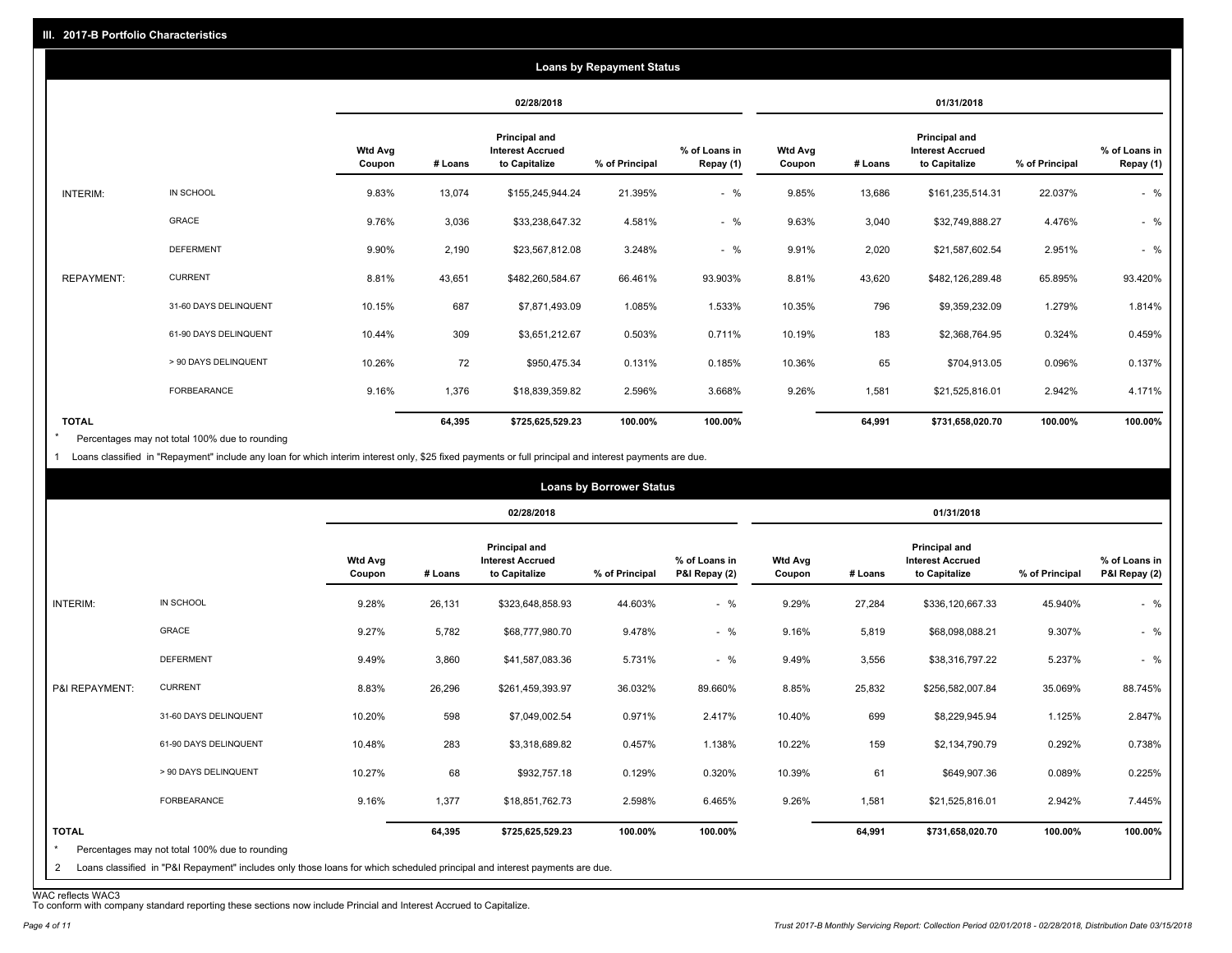## III. 2017-B Portfolio Characteristics

### Loans by Repayment Status

| | | 02/28/2018 | | | | | 01/31/2018 | | | | |
|---|---|---|---|---|---|---|---|---|---|---|---|
| | | Wtd Avg Coupon | # Loans | Principal and Interest Accrued to Capitalize | % of Principal | % of Loans in Repay (1) | Wtd Avg Coupon | # Loans | Principal and Interest Accrued to Capitalize | % of Principal | % of Loans in Repay (1) |
| INTERIM: | IN SCHOOL | 9.83% | 13,074 | $155,245,944.24 | 21.395% | - % | 9.85% | 13,686 | $161,235,514.31 | 22.037% | - % |
| | GRACE | 9.76% | 3,036 | $33,238,647.32 | 4.581% | - % | 9.63% | 3,040 | $32,749,888.27 | 4.476% | - % |
| | DEFERMENT | 9.90% | 2,190 | $23,567,812.08 | 3.248% | - % | 9.91% | 2,020 | $21,587,602.54 | 2.951% | - % |
| REPAYMENT: | CURRENT | 8.81% | 43,651 | $482,260,584.67 | 66.461% | 93.903% | 8.81% | 43,620 | $482,126,289.48 | 65.895% | 93.420% |
| | 31-60 DAYS DELINQUENT | 10.15% | 687 | $7,871,493.09 | 1.085% | 1.533% | 10.35% | 796 | $9,359,232.09 | 1.279% | 1.814% |
| | 61-90 DAYS DELINQUENT | 10.44% | 309 | $3,651,212.67 | 0.503% | 0.711% | 10.19% | 183 | $2,368,764.95 | 0.324% | 0.459% |
| | > 90 DAYS DELINQUENT | 10.26% | 72 | $950,475.34 | 0.131% | 0.185% | 10.36% | 65 | $704,913.05 | 0.096% | 0.137% |
| | FORBEARANCE | 9.16% | 1,376 | $18,839,359.82 | 2.596% | 3.668% | 9.26% | 1,581 | $21,525,816.01 | 2.942% | 4.171% |
| TOTAL | | | 64,395 | $725,625,529.23 | 100.00% | 100.00% | | 64,991 | $731,658,020.70 | 100.00% | 100.00% |

* Percentages may not total 100% due to rounding

1 Loans classified in "Repayment" include any loan for which interim interest only, $25 fixed payments or full principal and interest payments are due.

### Loans by Borrower Status

| | | 02/28/2018 | | | | | 01/31/2018 | | | | |
|---|---|---|---|---|---|---|---|---|---|---|---|
| | | Wtd Avg Coupon | # Loans | Principal and Interest Accrued to Capitalize | % of Principal | % of Loans in P&I Repay (2) | Wtd Avg Coupon | # Loans | Principal and Interest Accrued to Capitalize | % of Principal | % of Loans in P&I Repay (2) |
| INTERIM: | IN SCHOOL | 9.28% | 26,131 | $323,648,858.93 | 44.603% | - % | 9.29% | 27,284 | $336,120,667.33 | 45.940% | - % |
| | GRACE | 9.27% | 5,782 | $68,777,980.70 | 9.478% | - % | 9.16% | 5,819 | $68,098,088.21 | 9.307% | - % |
| | DEFERMENT | 9.49% | 3,860 | $41,587,083.36 | 5.731% | - % | 9.49% | 3,556 | $38,316,797.22 | 5.237% | - % |
| P&I REPAYMENT: | CURRENT | 8.83% | 26,296 | $261,459,393.97 | 36.032% | 89.660% | 8.85% | 25,832 | $256,582,007.84 | 35.069% | 88.745% |
| | 31-60 DAYS DELINQUENT | 10.20% | 598 | $7,049,002.54 | 0.971% | 2.417% | 10.40% | 699 | $8,229,945.94 | 1.125% | 2.847% |
| | 61-90 DAYS DELINQUENT | 10.48% | 283 | $3,318,689.82 | 0.457% | 1.138% | 10.22% | 159 | $2,134,790.79 | 0.292% | 0.738% |
| | > 90 DAYS DELINQUENT | 10.27% | 68 | $932,757.18 | 0.129% | 0.320% | 10.39% | 61 | $649,907.36 | 0.089% | 0.225% |
| | FORBEARANCE | 9.16% | 1,377 | $18,851,762.73 | 2.598% | 6.465% | 9.26% | 1,581 | $21,525,816.01 | 2.942% | 7.445% |
| TOTAL | | | 64,395 | $725,625,529.23 | 100.00% | 100.00% | | 64,991 | $731,658,020.70 | 100.00% | 100.00% |

* Percentages may not total 100% due to rounding

2 Loans classified in "P&I Repayment" includes only those loans for which scheduled principal and interest payments are due.

WAC reflects WAC3

To conform with company standard reporting these sections now include Princial and Interest Accrued to Capitalize.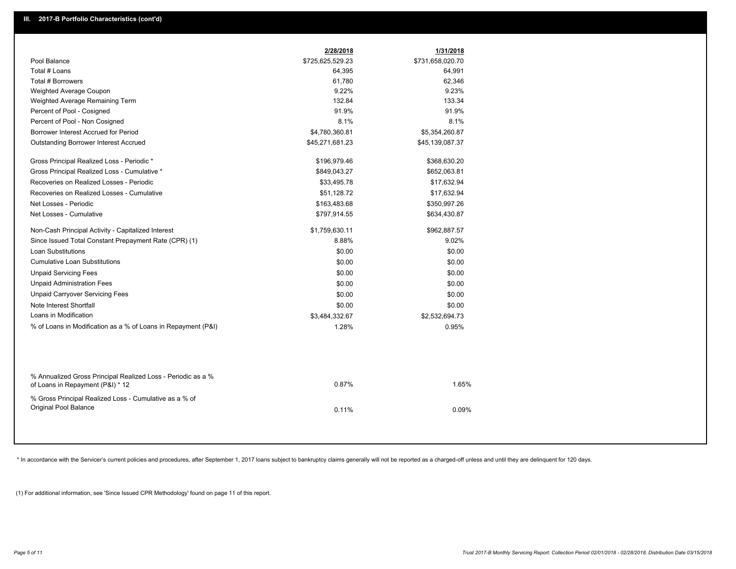## III. 2017-B Portfolio Characteristics (cont'd)

| | 2/28/2018 | 1/31/2018 |
|---|---|---|
| Pool Balance | $725,625,529.23 | $731,658,020.70 |
| Total # Loans | 64,395 | 64,991 |
| Total # Borrowers | 61,780 | 62,346 |
| Weighted Average Coupon | 9.22% | 9.23% |
| Weighted Average Remaining Term | 132.84 | 133.34 |
| Percent of Pool - Cosigned | 91.9% | 91.9% |
| Percent of Pool - Non Cosigned | 8.1% | 8.1% |
| Borrower Interest Accrued for Period | $4,780,360.81 | $5,354,260.87 |
| Outstanding Borrower Interest Accrued | $45,271,681.23 | $45,139,087.37 |
| Gross Principal Realized Loss - Periodic * | $196,979.46 | $368,630.20 |
| Gross Principal Realized Loss - Cumulative * | $849,043.27 | $652,063.81 |
| Recoveries on Realized Losses - Periodic | $33,495.78 | $17,632.94 |
| Recoveries on Realized Losses - Cumulative | $51,128.72 | $17,632.94 |
| Net Losses - Periodic | $163,483.68 | $350,997.26 |
| Net Losses - Cumulative | $797,914.55 | $634,430.87 |
| Non-Cash Principal Activity - Capitalized Interest | $1,759,630.11 | $962,887.57 |
| Since Issued Total Constant Prepayment Rate (CPR) (1) | 8.88% | 9.02% |
| Loan Substitutions | $0.00 | $0.00 |
| Cumulative Loan Substitutions | $0.00 | $0.00 |
| Unpaid Servicing Fees | $0.00 | $0.00 |
| Unpaid Administration Fees | $0.00 | $0.00 |
| Unpaid Carryover Servicing Fees | $0.00 | $0.00 |
| Note Interest Shortfall | $0.00 | $0.00 |
| Loans in Modification | $3,484,332.67 | $2,532,694.73 |
| % of Loans in Modification as a % of Loans in Repayment (P&I) | 1.28% | 0.95% |
| % Annualized Gross Principal Realized Loss - Periodic as a % of Loans in Repayment (P&I) * 12 | 0.87% | 1.65% |
| % Gross Principal Realized Loss - Cumulative as a % of Original Pool Balance | 0.11% | 0.09% |

* In accordance with the Servicer's current policies and procedures, after September 1, 2017 loans subject to bankruptcy claims generally will not be reported as a charged-off unless and until they are delinquent for 120 days.

(1) For additional information, see 'Since Issued CPR Methodology' found on page 11 of this report.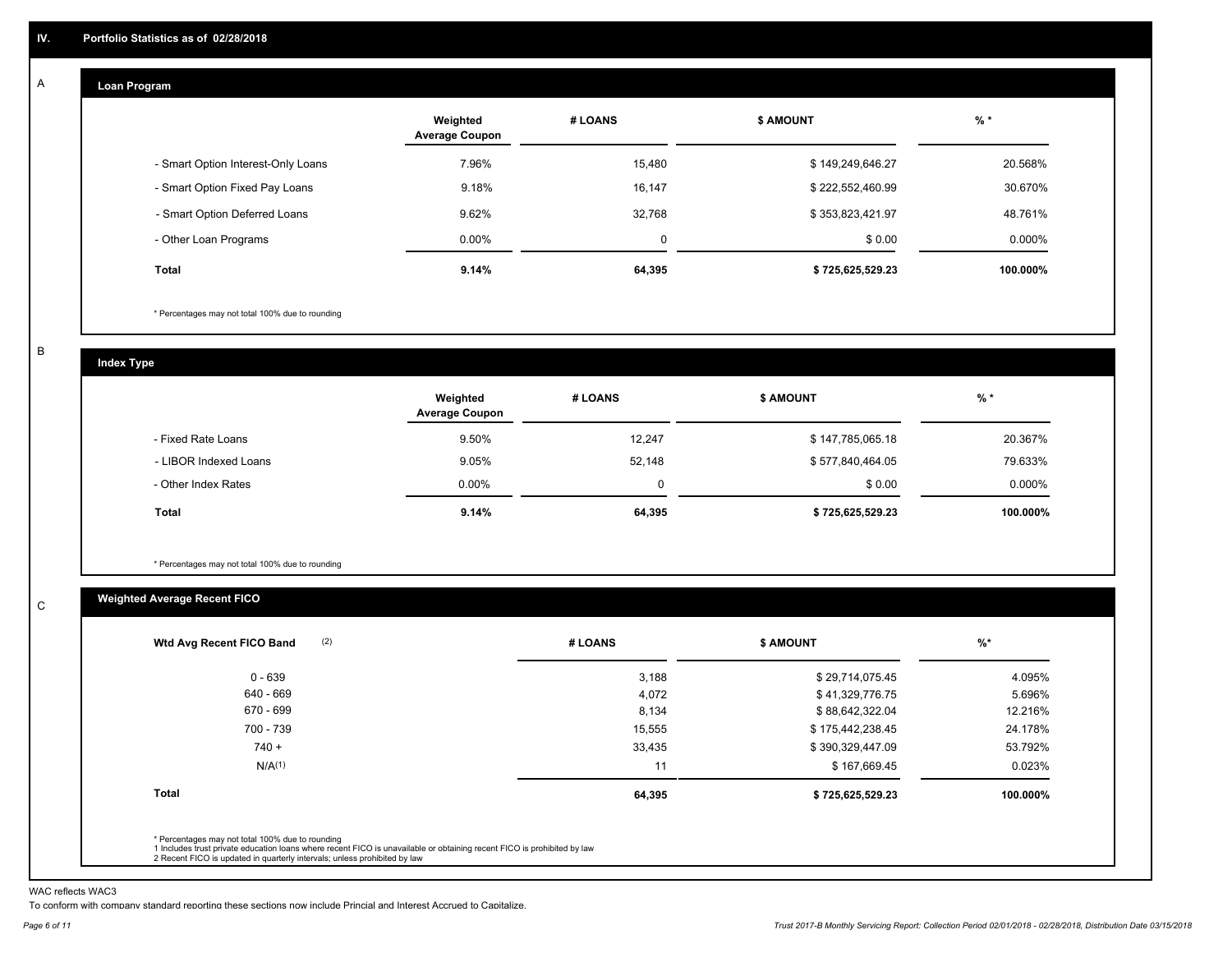## IV. Portfolio Statistics as of 02/28/2018

### A Loan Program

| | Weighted Average Coupon | # LOANS | $ AMOUNT | % * |
|---|---|---|---|---|
| - Smart Option Interest-Only Loans | 7.96% | 15,480 | $ 149,249,646.27 | 20.568% |
| - Smart Option Fixed Pay Loans | 9.18% | 16,147 | $ 222,552,460.99 | 30.670% |
| - Smart Option Deferred Loans | 9.62% | 32,768 | $ 353,823,421.97 | 48.761% |
| - Other Loan Programs | 0.00% | 0 | $ 0.00 | 0.000% |
| **Total** | **9.14%** | **64,395** | **$ 725,625,529.23** | **100.000%** |

* Percentages may not total 100% due to rounding

### B Index Type

| | Weighted Average Coupon | # LOANS | $ AMOUNT | % * |
|---|---|---|---|---|
| - Fixed Rate Loans | 9.50% | 12,247 | $ 147,785,065.18 | 20.367% |
| - LIBOR Indexed Loans | 9.05% | 52,148 | $ 577,840,464.05 | 79.633% |
| - Other Index Rates | 0.00% | 0 | $ 0.00 | 0.000% |
| **Total** | **9.14%** | **64,395** | **$ 725,625,529.23** | **100.000%** |

* Percentages may not total 100% due to rounding

### C Weighted Average Recent FICO

| Wtd Avg Recent FICO Band (2) | # LOANS | $ AMOUNT | %* |
|---|---|---|---|
| 0 - 639 | 3,188 | $ 29,714,075.45 | 4.095% |
| 640 - 669 | 4,072 | $ 41,329,776.75 | 5.696% |
| 670 - 699 | 8,134 | $ 88,642,322.04 | 12.216% |
| 700 - 739 | 15,555 | $ 175,442,238.45 | 24.178% |
| 740 + | 33,435 | $ 390,329,447.09 | 53.792% |
| N/A(1) | 11 | $ 167,669.45 | 0.023% |
| **Total** | **64,395** | **$ 725,625,529.23** | **100.000%** |

* Percentages may not total 100% due to rounding
1 Includes trust private education loans where recent FICO is unavailable or obtaining recent FICO is prohibited by law
2 Recent FICO is updated in quarterly intervals; unless prohibited by law

WAC reflects WAC3

To conform with company standard reporting these sections now include Princial and Interest Accrued to Capitalize.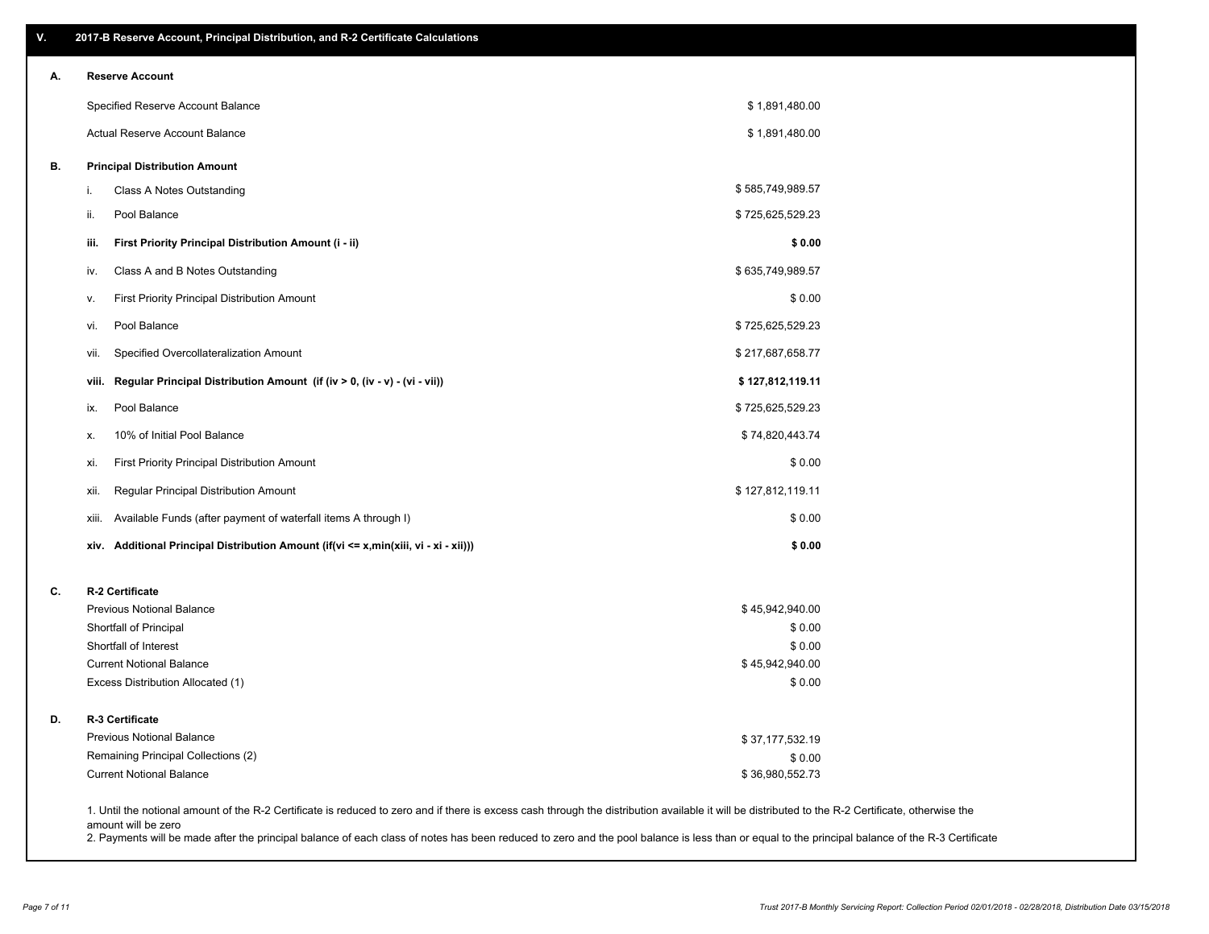## V. 2017-B Reserve Account, Principal Distribution, and R-2 Certificate Calculations

### A. Reserve Account

| | |
|---|---|
| Specified Reserve Account Balance | $ 1,891,480.00 |
| Actual Reserve Account Balance | $ 1,891,480.00 |

### B. Principal Distribution Amount

| | | |
|---|---|---|
| i. | Class A Notes Outstanding | $ 585,749,989.57 |
| ii. | Pool Balance | $ 725,625,529.23 |
| **iii.** | **First Priority Principal Distribution Amount (i - ii)** | **$ 0.00** |
| iv. | Class A and B Notes Outstanding | $ 635,749,989.57 |
| v. | First Priority Principal Distribution Amount | $ 0.00 |
| vi. | Pool Balance | $ 725,625,529.23 |
| vii. | Specified Overcollateralization Amount | $ 217,687,658.77 |
| **viii.** | **Regular Principal Distribution Amount (if (iv > 0, (iv - v) - (vi - vii))** | **$ 127,812,119.11** |
| ix. | Pool Balance | $ 725,625,529.23 |
| x. | 10% of Initial Pool Balance | $ 74,820,443.74 |
| xi. | First Priority Principal Distribution Amount | $ 0.00 |
| xii. | Regular Principal Distribution Amount | $ 127,812,119.11 |
| xiii. | Available Funds (after payment of waterfall items A through I) | $ 0.00 |
| **xiv.** | **Additional Principal Distribution Amount (if(vi <= x,min(xiii, vi - xi - xii)))** | **$ 0.00** |

### C. R-2 Certificate

| | |
|---|---|
| Previous Notional Balance | $ 45,942,940.00 |
| Shortfall of Principal | $ 0.00 |
| Shortfall of Interest | $ 0.00 |
| Current Notional Balance | $ 45,942,940.00 |
| Excess Distribution Allocated (1) | $ 0.00 |

### D. R-3 Certificate

| | |
|---|---|
| Previous Notional Balance | $ 37,177,532.19 |
| Remaining Principal Collections (2) | $ 0.00 |
| Current Notional Balance | $ 36,980,552.73 |

1. Until the notional amount of the R-2 Certificate is reduced to zero and if there is excess cash through the distribution available it will be distributed to the R-2 Certificate, otherwise the amount will be zero
2. Payments will be made after the principal balance of each class of notes has been reduced to zero and the pool balance is less than or equal to the principal balance of the R-3 Certificate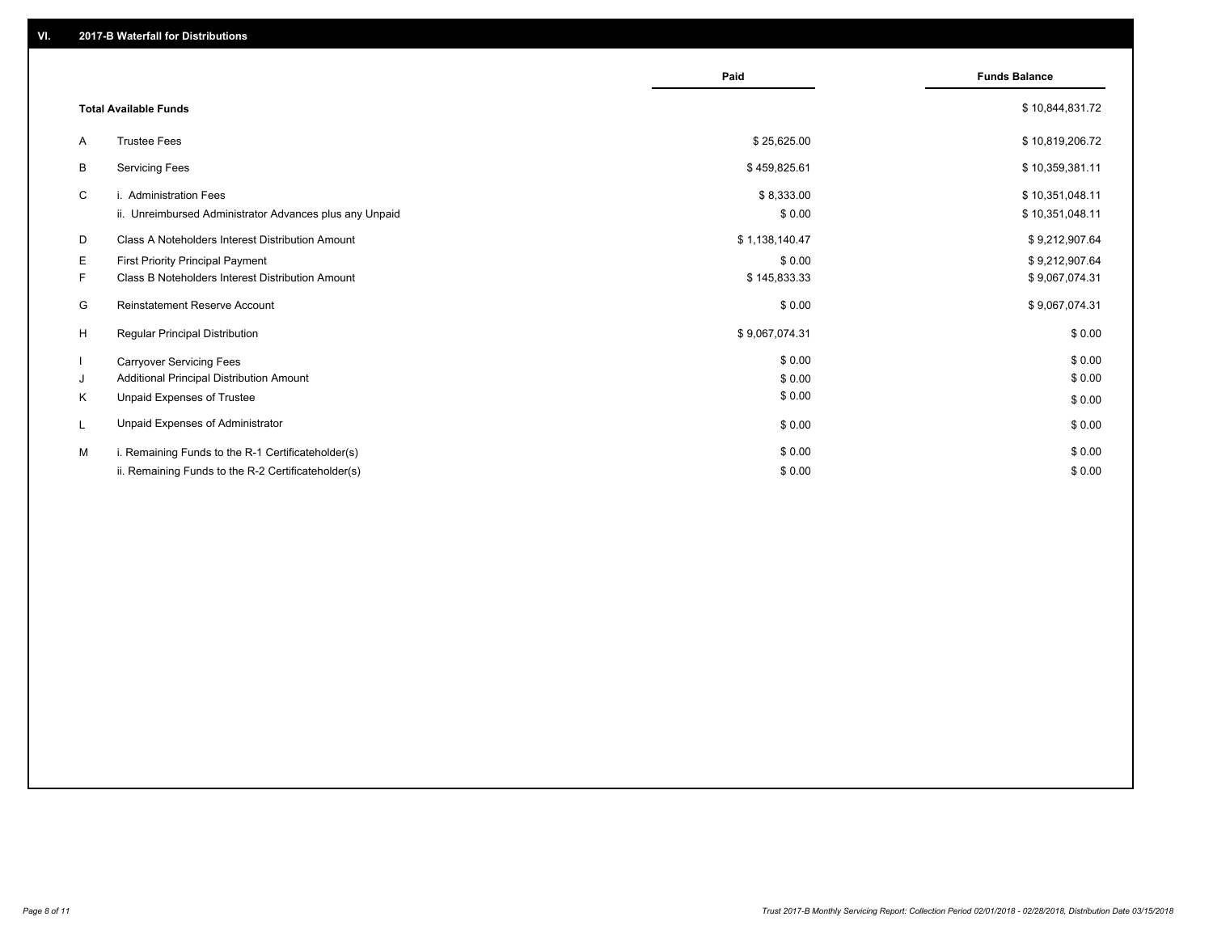## VI. 2017-B Waterfall for Distributions

| | | Paid | Funds Balance |
|---|---|---|---|
| | **Total Available Funds** | | $ 10,844,831.72 |
| A | Trustee Fees | $ 25,625.00 | $ 10,819,206.72 |
| B | Servicing Fees | $ 459,825.61 | $ 10,359,381.11 |
| C | i. Administration Fees | $ 8,333.00 | $ 10,351,048.11 |
| | ii. Unreimbursed Administrator Advances plus any Unpaid | $ 0.00 | $ 10,351,048.11 |
| D | Class A Noteholders Interest Distribution Amount | $ 1,138,140.47 | $ 9,212,907.64 |
| E | First Priority Principal Payment | $ 0.00 | $ 9,212,907.64 |
| F | Class B Noteholders Interest Distribution Amount | $ 145,833.33 | $ 9,067,074.31 |
| G | Reinstatement Reserve Account | $ 0.00 | $ 9,067,074.31 |
| H | Regular Principal Distribution | $ 9,067,074.31 | $ 0.00 |
| I | Carryover Servicing Fees | $ 0.00 | $ 0.00 |
| J | Additional Principal Distribution Amount | $ 0.00 | $ 0.00 |
| K | Unpaid Expenses of Trustee | $ 0.00 | $ 0.00 |
| L | Unpaid Expenses of Administrator | $ 0.00 | $ 0.00 |
| M | i. Remaining Funds to the R-1 Certificateholder(s) | $ 0.00 | $ 0.00 |
| | ii. Remaining Funds to the R-2 Certificateholder(s) | $ 0.00 | $ 0.00 |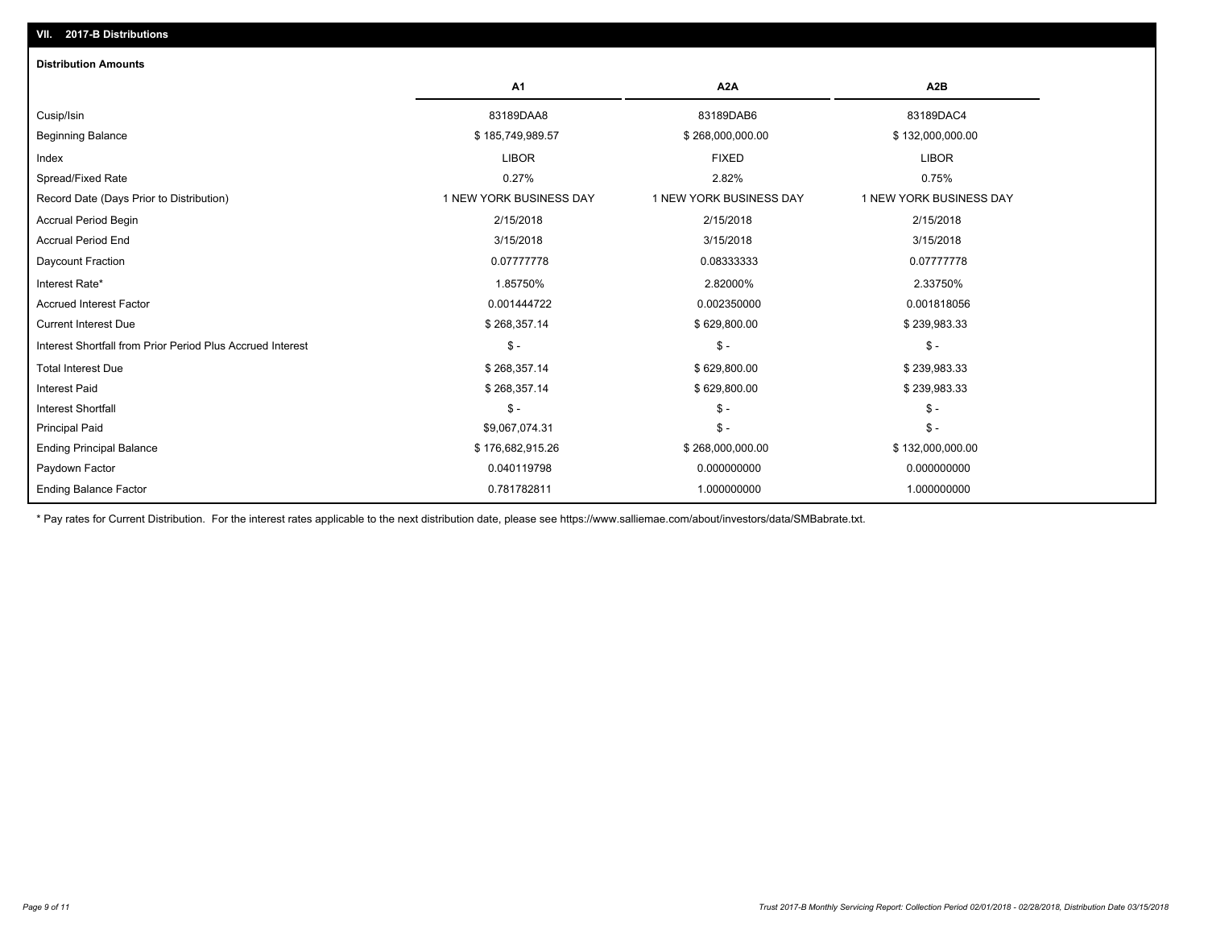## VII. 2017-B Distributions

### Distribution Amounts

| | A1 | A2A | A2B |
|---|---|---|---|
| Cusip/Isin | 83189DAA8 | 83189DAB6 | 83189DAC4 |
| Beginning Balance | $ 185,749,989.57 | $ 268,000,000.00 | $ 132,000,000.00 |
| Index | LIBOR | FIXED | LIBOR |
| Spread/Fixed Rate | 0.27% | 2.82% | 0.75% |
| Record Date (Days Prior to Distribution) | 1 NEW YORK BUSINESS DAY | 1 NEW YORK BUSINESS DAY | 1 NEW YORK BUSINESS DAY |
| Accrual Period Begin | 2/15/2018 | 2/15/2018 | 2/15/2018 |
| Accrual Period End | 3/15/2018 | 3/15/2018 | 3/15/2018 |
| Daycount Fraction | 0.07777778 | 0.08333333 | 0.07777778 |
| Interest Rate* | 1.85750% | 2.82000% | 2.33750% |
| Accrued Interest Factor | 0.001444722 | 0.002350000 | 0.001818056 |
| Current Interest Due | $ 268,357.14 | $ 629,800.00 | $ 239,983.33 |
| Interest Shortfall from Prior Period Plus Accrued Interest | $ - | $ - | $ - |
| Total Interest Due | $ 268,357.14 | $ 629,800.00 | $ 239,983.33 |
| Interest Paid | $ 268,357.14 | $ 629,800.00 | $ 239,983.33 |
| Interest Shortfall | $ - | $ - | $ - |
| Principal Paid | $9,067,074.31 | $ - | $ - |
| Ending Principal Balance | $ 176,682,915.26 | $ 268,000,000.00 | $ 132,000,000.00 |
| Paydown Factor | 0.040119798 | 0.000000000 | 0.000000000 |
| Ending Balance Factor | 0.781782811 | 1.000000000 | 1.000000000 |

* Pay rates for Current Distribution. For the interest rates applicable to the next distribution date, please see https://www.salliemae.com/about/investors/data/SMBabrate.txt.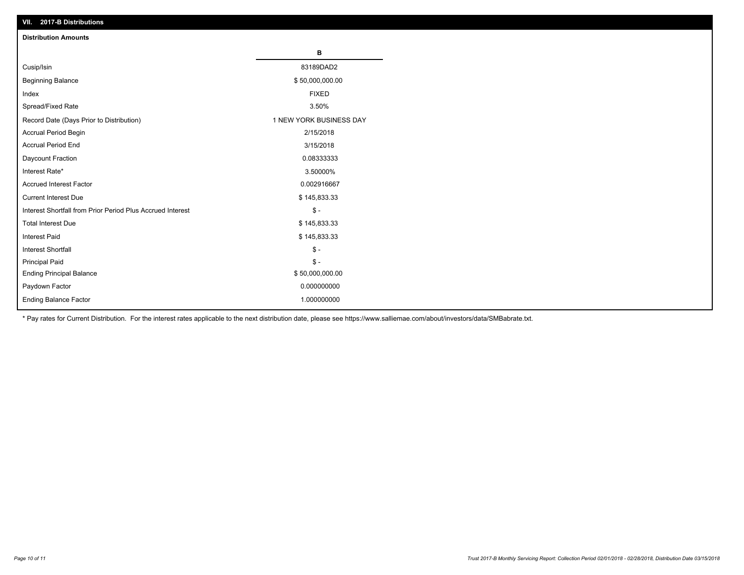## VII. 2017-B Distributions

### Distribution Amounts

| | B |
|---|---|
| Cusip/Isin | 83189DAD2 |
| Beginning Balance | $ 50,000,000.00 |
| Index | FIXED |
| Spread/Fixed Rate | 3.50% |
| Record Date (Days Prior to Distribution) | 1 NEW YORK BUSINESS DAY |
| Accrual Period Begin | 2/15/2018 |
| Accrual Period End | 3/15/2018 |
| Daycount Fraction | 0.08333333 |
| Interest Rate* | 3.50000% |
| Accrued Interest Factor | 0.002916667 |
| Current Interest Due | $ 145,833.33 |
| Interest Shortfall from Prior Period Plus Accrued Interest | $ - |
| Total Interest Due | $ 145,833.33 |
| Interest Paid | $ 145,833.33 |
| Interest Shortfall | $ - |
| Principal Paid | $ - |
| Ending Principal Balance | $ 50,000,000.00 |
| Paydown Factor | 0.000000000 |
| Ending Balance Factor | 1.000000000 |

* Pay rates for Current Distribution. For the interest rates applicable to the next distribution date, please see https://www.salliemae.com/about/investors/data/SMBabrate.txt.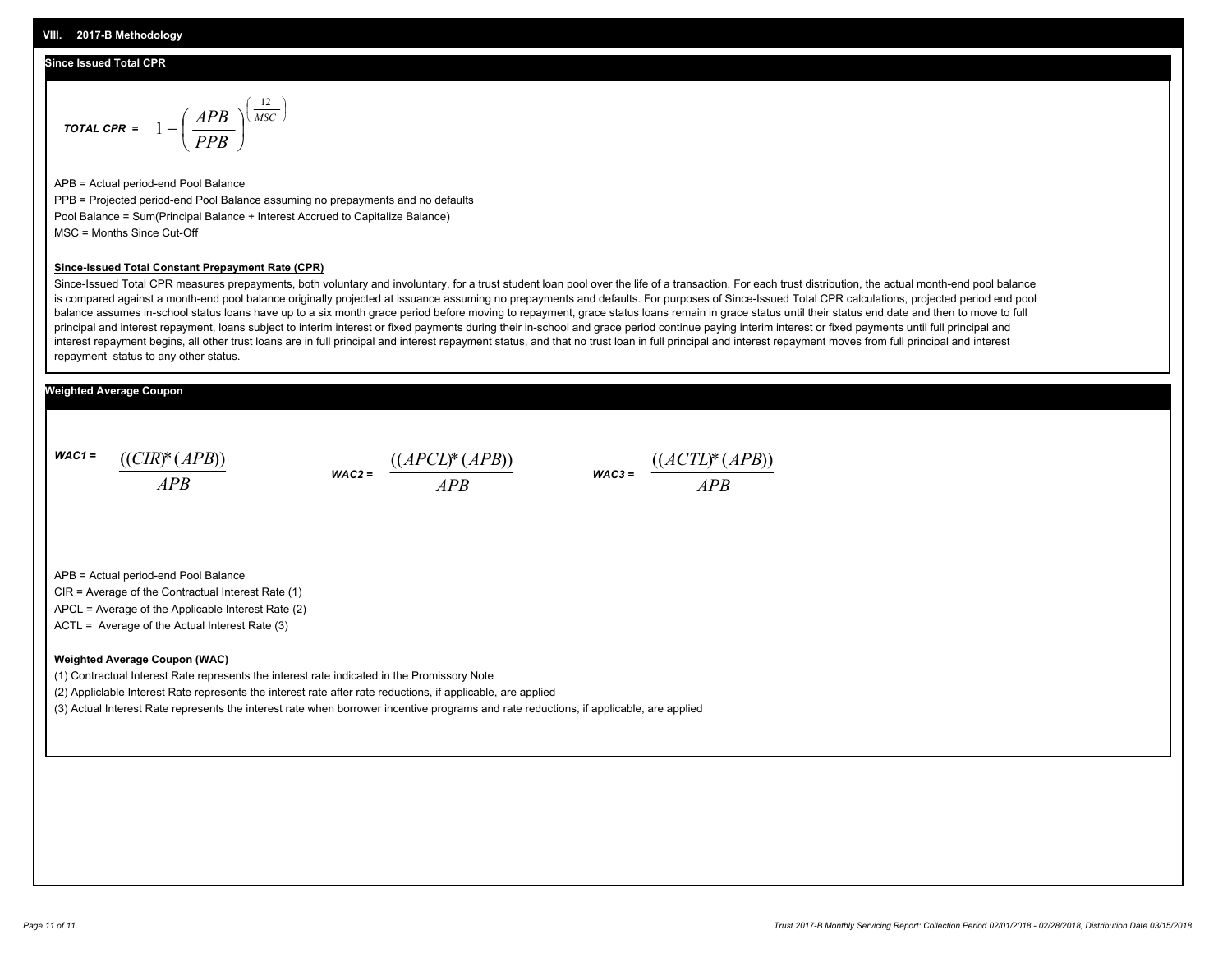## VIII. 2017-B Methodology

### Since Issued Total CPR

$$\textbf{\textit{TOTAL CPR}} = 1 - \left(\frac{APB}{PPB}\right)^{\left(\frac{12}{MSC}\right)}$$

APB = Actual period-end Pool Balance

PPB = Projected period-end Pool Balance assuming no prepayments and no defaults

Pool Balance = Sum(Principal Balance + Interest Accrued to Capitalize Balance)

MSC = Months Since Cut-Off

**Since-Issued Total Constant Prepayment Rate (CPR)**

Since-Issued Total CPR measures prepayments, both voluntary and involuntary, for a trust student loan pool over the life of a transaction. For each trust distribution, the actual month-end pool balance is compared against a month-end pool balance originally projected at issuance assuming no prepayments and defaults. For purposes of Since-Issued Total CPR calculations, projected period end pool balance assumes in-school status loans have up to a six month grace period before moving to repayment, grace status loans remain in grace status until their status end date and then to move to full principal and interest repayment, loans subject to interim interest or fixed payments during their in-school and grace period continue paying interim interest or fixed payments until full principal and interest repayment begins, all other trust loans are in full principal and interest repayment status, and that no trust loan in full principal and interest repayment moves from full principal and interest repayment status to any other status.

### Weighted Average Coupon

$$\textbf{\textit{WAC1}} = \frac{((CIR)*(APB))}{APB} \qquad \textbf{\textit{WAC2}} = \frac{((APCL)*(APB))}{APB} \qquad \textbf{\textit{WAC3}} = \frac{((ACTL)*(APB))}{APB}$$

APB = Actual period-end Pool Balance

CIR = Average of the Contractual Interest Rate (1)

APCL = Average of the Applicable Interest Rate (2)

ACTL = Average of the Actual Interest Rate (3)

**Weighted Average Coupon (WAC)**

(1) Contractual Interest Rate represents the interest rate indicated in the Promissory Note

(2) Appliclable Interest Rate represents the interest rate after rate reductions, if applicable, are applied

(3) Actual Interest Rate represents the interest rate when borrower incentive programs and rate reductions, if applicable, are applied